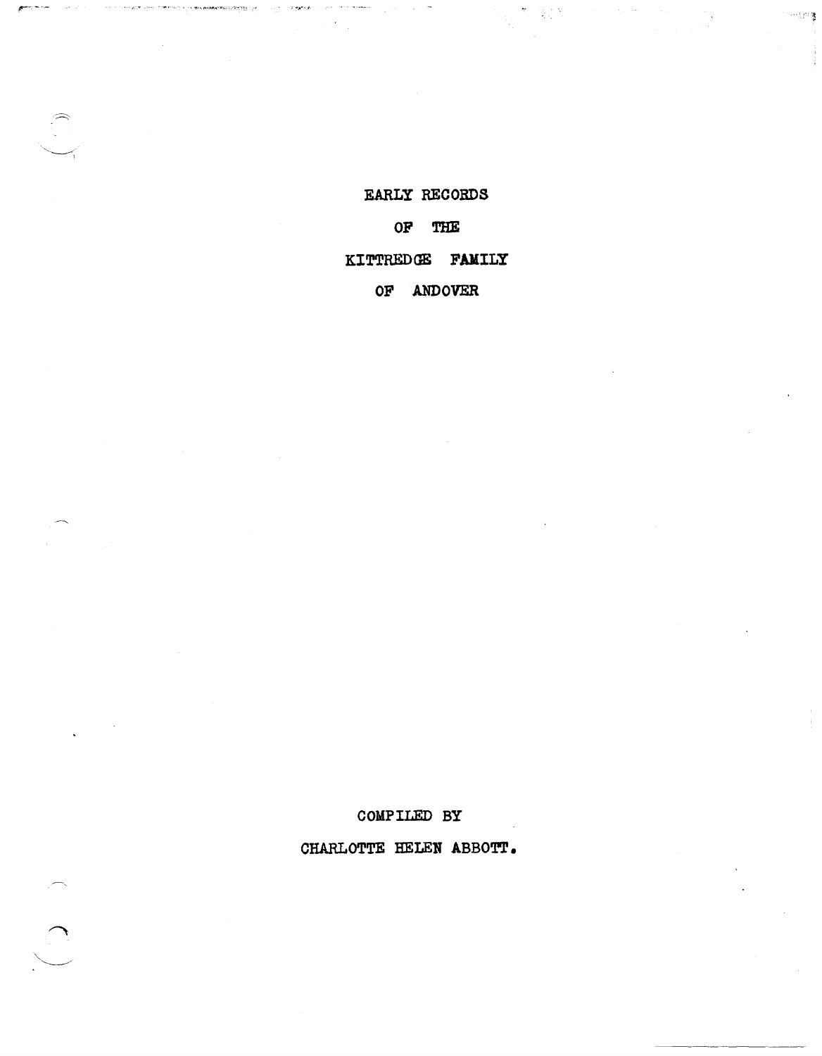# EARLY RECORDS

# OF THE

# KITTREDGE FAMILY

# OF ANDOVER

COMPILED BY

CHARLOTTE HELEN ABBOTT.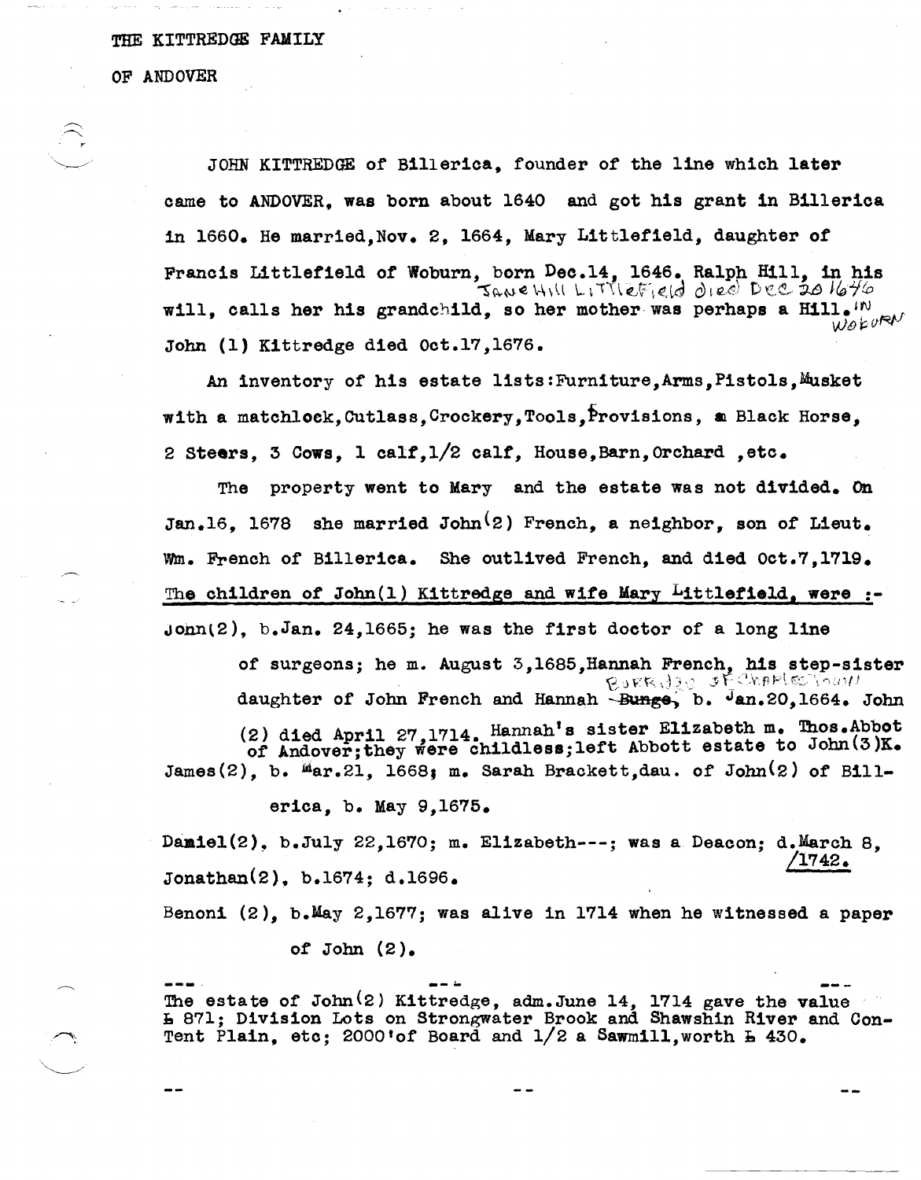THE KITTREDGE FAMILY

OF ANDOVER

JOHN KITTREDGE of Billerica, founder of the line which later came to ANDOVER, was born about 1640 and got his grant in Billerica in 1660. He married, Nov. 2, 1664, Mary Littlefield, daughter of Francis Littlefield of Woburn, born Dec.14, 1646. Ralph Hill, in his will, calls her his grandchild, so her mother was perhaps a Hill. John (1) Kittredge died Oct.17,1676.

*Jane Hill Littlefield died Dec 20 1646 in Woburn*

An inventory of his estate lists: Furniture, Arms, Pistols, Musket with a matchlock, Cutlass, Crockery, Tools, Provisions, a Black Horse, 2 Steers, 3 Cows, 1 calf, 1/2 calf, House, Barn, Orchard, etc.

The property went to Mary and the estate was not divided. On Jan.16, 1678 she married John(2) French, a neighbor, son of Lieut. Wm. French of Billerica. She outlived French, and died Oct.7,1719.

The children of John(1) Kittredge and wife Mary Littlefield, were :-

John(2), b.Jan. 24,1665; he was the first doctor of a long line of surgeons; he m. August 3,1685, Hannah French, his step-sister daughter of John French and Hannah ~~Bunge~~ *Burridge of Charlestown*, b. Jan.20,1664. John (2) died April 27,1714. Hannah's sister Elizabeth m. Thos.Abbot of Andover; they were childless; left Abbott estate to John(3)K.

James(2), b. Mar.21, 1668; m. Sarah Brackett, dau. of John(2) of Billerica, b. May 9,1675.

Daniel(2), b.July 22,1670; m. Elizabeth---; was a Deacon; d.March 8, 1742.

Jonathan(2), b.1674; d.1696.

Benoni (2), b.May 2,1677; was alive in 1714 when he witnessed a paper of John (2).

---

The estate of John(2) Kittredge, adm.June 14, 1714 gave the value £ 871; Division Lots on Strongwater Brook and Shawshin River and Con-Tent Plain, etc; 2000'of Board and 1/2 a Sawmill, worth £ 430.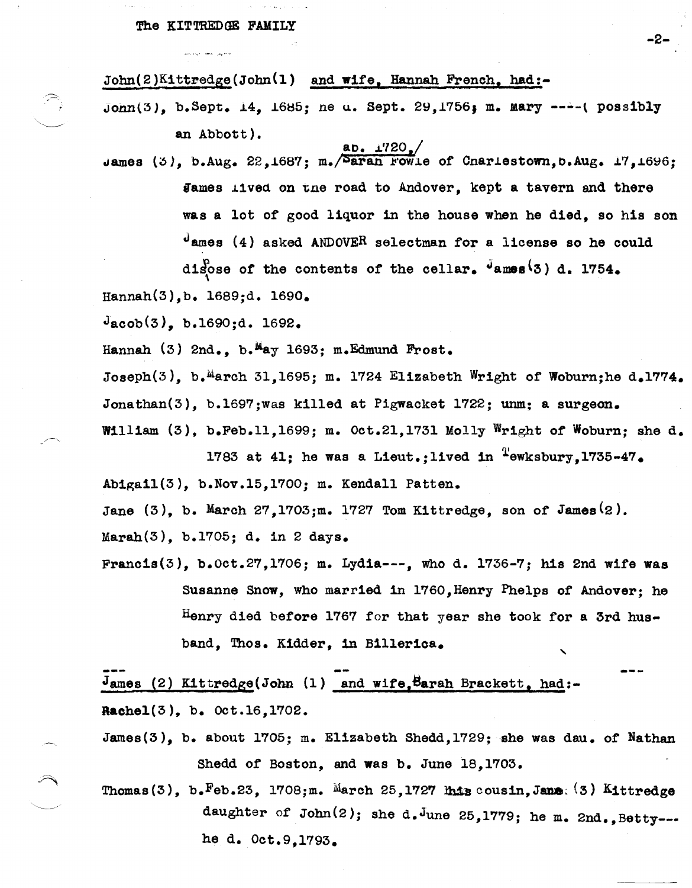The KITTREDGE FAMILY

John(2)Kittredge(John(1) and wife, Hannah French, had:-

John(3), b.Sept. 14, 1685; he d. Sept. 29,1756; m. Mary ----( possibly an Abbott).

James (3), b.Aug. 22,1687; m. ab. 1720, Sarah Fowle of Charlestown,b.Aug. 17,1696; James lived on the road to Andover, kept a tavern and there was a lot of good liquor in the house when he died, so his son James (4) asked ANDOVER selectman for a license so he could dispose of the contents of the cellar. James(3) d. 1754.

Hannah(3),b. 1689;d. 1690.

Jacob(3), b.1690;d. 1692.

Hannah (3) 2nd., b.May 1693; m.Edmund Frost.

Joseph(3), b.March 31,1695; m. 1724 Elizabeth Wright of Woburn;he d.1774.

Jonathan(3), b.1697;was killed at Pigwacket 1722; unm; a surgeon.

William (3), b.Feb.11,1699; m. Oct.21,1731 Molly Wright of Woburn; she d. 1783 at 41; he was a Lieut.;lived in Tewksbury,1735-47.

Abigail(3), b.Nov.15,1700; m. Kendall Patten.

Jane (3), b. March 27,1703;m. 1727 Tom Kittredge, son of James(2).

Marah(3), b.1705; d. in 2 days.

Francis(3), b.Oct.27,1706; m. Lydia---, who d. 1736-7; his 2nd wife was Susanne Snow, who married in 1760,Henry Phelps of Andover; he Henry died before 1767 for that year she took for a 3rd husband, Thos. Kidder, in Billerica.

---

James (2) Kittredge(John (1) and wife,Sarah Brackett, had:-

Rachel(3), b. Oct.16,1702.

James(3), b. about 1705; m. Elizabeth Shedd,1729; she was dau. of Nathan Shedd of Boston, and was b. June 18,1703.

Thomas(3), b.Feb.23, 1708;m. March 25,1727 his cousin,Jane (3) Kittredge daughter of John(2); she d.June 25,1779; he m. 2nd.,Betty--- he d. Oct.9,1793.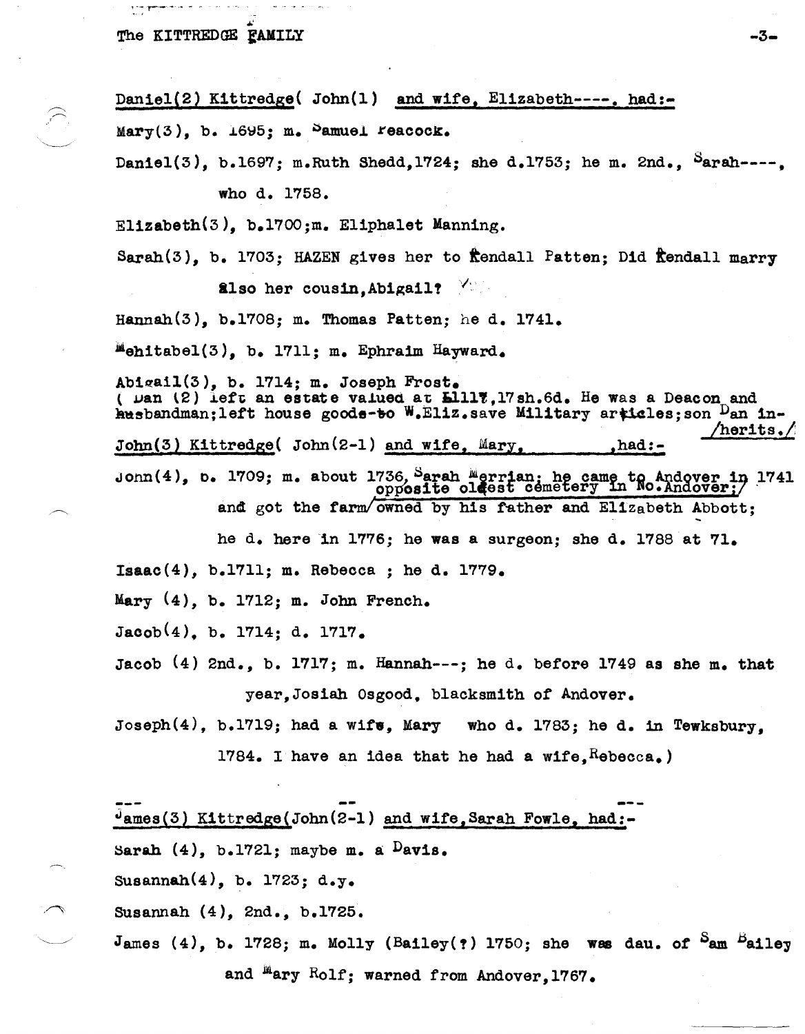Daniel(2) Kittredge( John(1) and wife, Elizabeth----, had:-

Mary(3), b. 1695; m. Samuel Peacock.

Daniel(3), b.1697; m.Ruth Shedd,1724; she d.1753; he m. 2nd., Sarah----, who d. 1758.

Elizabeth(3), b.1700;m. Eliphalet Manning.

Sarah(3), b. 1703; HAZEN gives her to Kendall Patten; Did Kendall marry also her cousin,Abigail?

Hannah(3), b.1708; m. Thomas Patten; he d. 1741.

Mehitabel(3), b. 1711; m. Ephraim Hayward.

Abigail(3), b. 1714; m. Joseph Frost.
( Dan (2) left an estate valued at £1117,17sh.6d. He was a Deacon and husbandman;left house goods to W.Eliz.save Military articles;son Dan inherits./

John(3) Kittredge( John(2-1) and wife, Mary, ,had:-

John(4), b. 1709; m. about 1736, Sarah Merrian; he came to Andover in 1741 and got the farm/ opposite oldest cemetery in No.Andover;/ owned by his father and Elizabeth Abbott; he d. here in 1776; he was a surgeon; she d. 1788 at 71.

Isaac(4), b.1711; m. Rebecca ; he d. 1779.

Mary (4), b. 1712; m. John French.

Jacob(4), b. 1714; d. 1717.

Jacob (4) 2nd., b. 1717; m. Hannah---; he d. before 1749 as she m. that year,Josiah Osgood, blacksmith of Andover.

Joseph(4), b.1719; had a wife, Mary who d. 1783; he d. in Tewksbury, 1784. I have an idea that he had a wife,Rebecca.)

James(3) Kittredge(John(2-1) and wife,Sarah Fowle, had:-

Sarah (4), b.1721; maybe m. a Davis.

Susannah(4), b. 1723; d.y.

Susannah (4), 2nd., b.1725.

James (4), b. 1728; m. Molly (Bailey(?) 1750; she was dau. of Sam Bailey and Mary Rolf; warned from Andover,1767.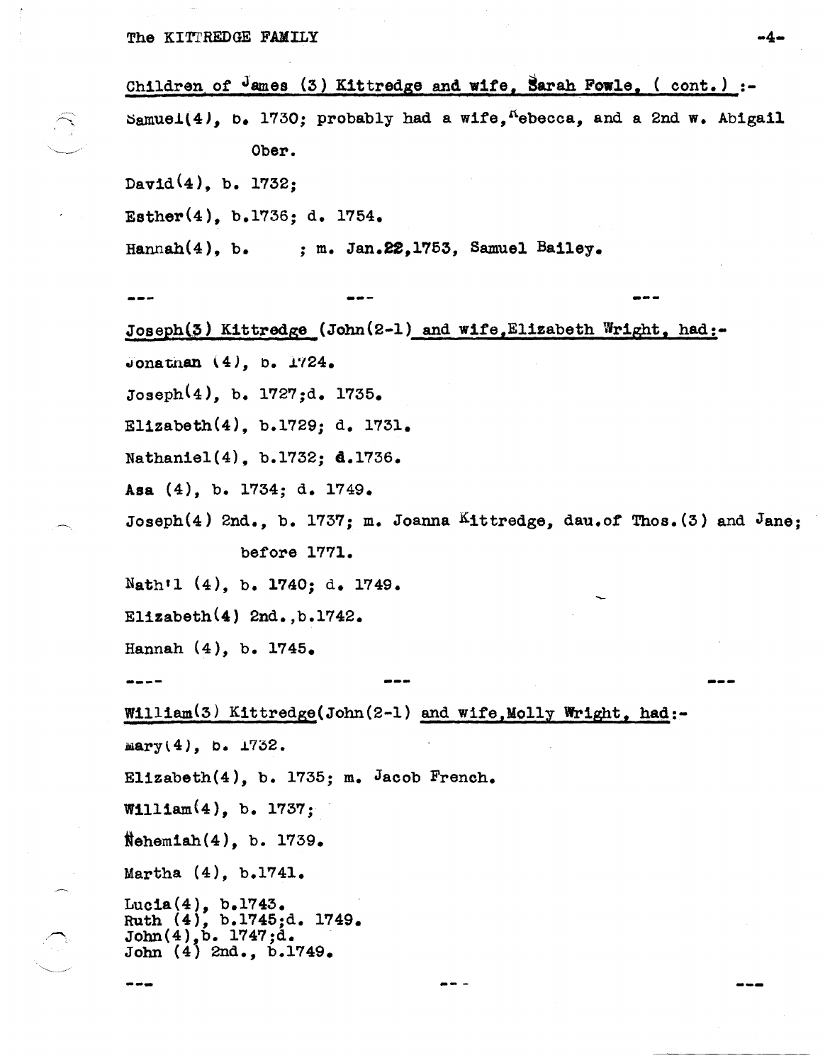Children of James (3) Kittredge and wife, Sarah Fowle, ( cont.) :-

Samuel(4), b. 1730; probably had a wife, Rebecca, and a 2nd w. Abigail Ober.

David(4), b. 1732;

Esther(4), b.1736; d. 1754.

Hannah(4), b. ; m. Jan.22,1753, Samuel Bailey.

--- --- ---

Joseph(3) Kittredge (John(2-1) and wife,Elizabeth Wright, had:-

Jonathan (4), b. 1724.

Joseph(4), b. 1727;d. 1735.

Elizabeth(4), b.1729; d. 1731.

Nathaniel(4), b.1732; d.1736.

Asa (4), b. 1734; d. 1749.

Joseph(4) 2nd., b. 1737; m. Joanna Kittredge, dau.of Thos.(3) and Jane; before 1771.

Nath'l (4), b. 1740; d. 1749.

Elizabeth(4) 2nd.,b.1742.

Hannah (4), b. 1745.

---- --- ---

William(3) Kittredge(John(2-1) and wife,Molly Wright, had:-

Mary(4), b. 1732.

Elizabeth(4), b. 1735; m. Jacob French.

William(4), b. 1737;

Nehemiah(4), b. 1739.

Martha (4), b.1741.

Lucia(4), b.1743.
Ruth (4), b.1745;d. 1749.
John(4),b. 1747;d.
John (4) 2nd., b.1749.

--- --- ---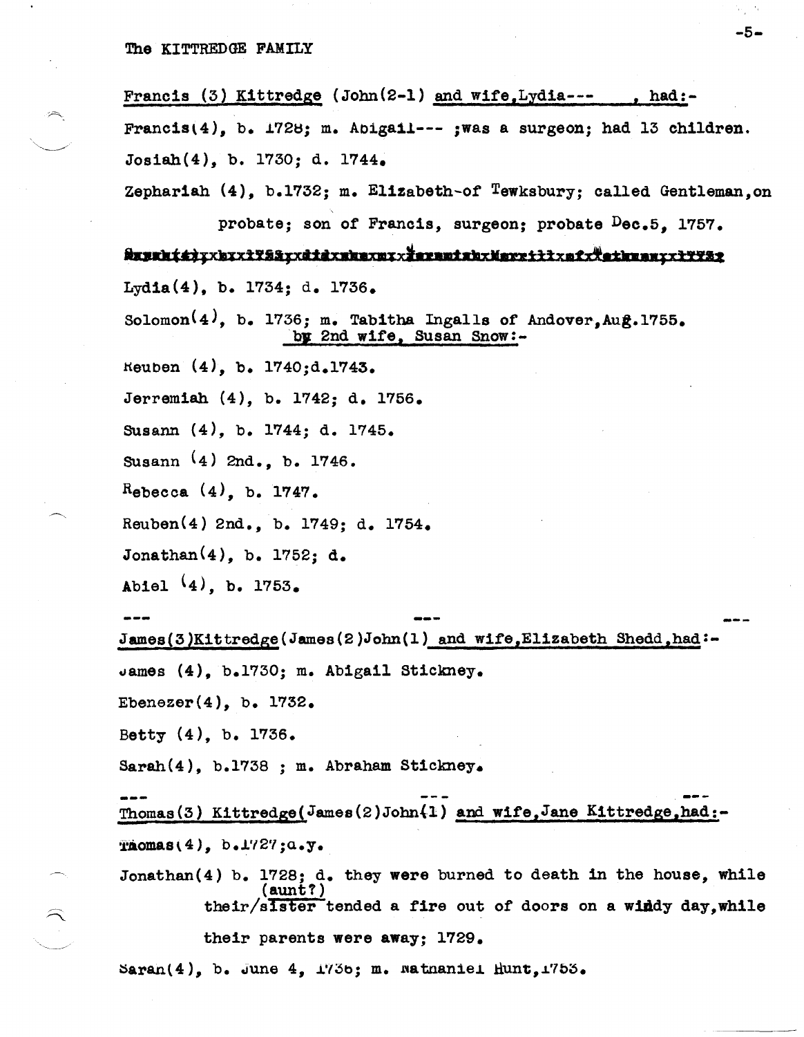Francis (3) Kittredge (John(2-1) and wife, Lydia--- , had:-

Francis(4), b. 1728; m. Abigail--- ; was a surgeon; had 13 children.

Josiah(4), b. 1730; d. 1744.

Zephariah (4), b.1732; m. Elizabeth-of Tewksbury; called Gentleman, on probate; son of Francis, surgeon; probate Dec.5, 1757.

~~Sarah(4), b. 1733; d. ... Jeremiah Merrill of ...~~

Lydia(4), b. 1734; d. 1736.

Solomon(4), b. 1736; m. Tabitha Ingalls of Andover, Aug.1755.

by 2nd wife, Susan Snow:-

Reuben (4), b. 1740; d.1743.

Jerremiah (4), b. 1742; d. 1756.

Susann (4), b. 1744; d. 1745.

Susann (4) 2nd., b. 1746.

Rebecca (4), b. 1747.

Reuben(4) 2nd., b. 1749; d. 1754.

Jonathan(4), b. 1752; d.

Abiel (4), b. 1753.

--- --- ---

James(3) Kittredge (James(2) John(1) and wife, Elizabeth Shedd, had:-

James (4), b.1730; m. Abigail Stickney.

Ebenezer(4), b. 1732.

Betty (4), b. 1736.

Sarah(4), b.1738 ; m. Abraham Stickney.

--- --- ---

Thomas(3) Kittredge (James(2) John(1) and wife, Jane Kittredge, had:-

Thomas(4), b.1727; d.y.

Jonathan(4) b. 1728; d. they were burned to death in the house, while their/sister (aunt?) tended a fire out of doors on a windy day, while their parents were away; 1729.

Sarah(4), b. June 4, 1736; m. Nathaniel Hunt, 1753.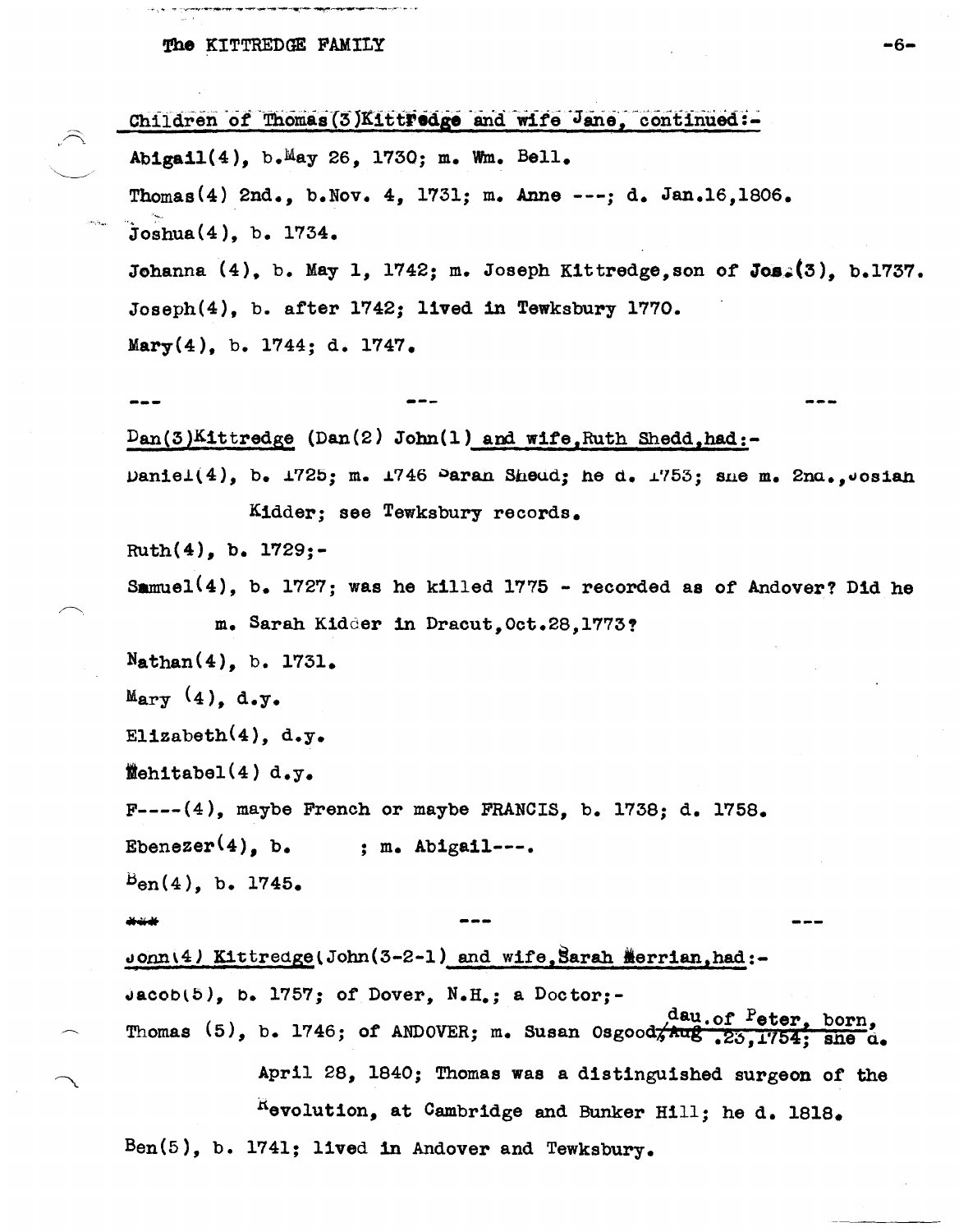Children of Thomas(3)Kittredge and wife Jane, continued:-

Abigail(4), b. May 26, 1730; m. Wm. Bell.

Thomas(4) 2nd., b. Nov. 4, 1731; m. Anne ---; d. Jan.16,1806.

Joshua(4), b. 1734.

Johanna (4), b. May 1, 1742; m. Joseph Kittredge, son of Jos.(3), b.1737.

Joseph(4), b. after 1742; lived in Tewksbury 1770.

Mary(4), b. 1744; d. 1747.

--- --- ---

Dan(3)Kittredge (Dan(2) John(1) and wife, Ruth Shedd, had:-

Daniel(4), b. 1725; m. 1746 Sarah Shedd; he d. 1753; she m. 2nd., Josiah Kidder; see Tewksbury records.

Ruth(4), b. 1729;-

Samuel(4), b. 1727; was he killed 1775 - recorded as of Andover? Did he m. Sarah Kidder in Dracut, Oct.28,1773?

Nathan(4), b. 1731.

Mary (4), d.y.

Elizabeth(4), d.y.

Mehitabel(4) d.y.

F----(4), maybe French or maybe FRANCIS, b. 1738; d. 1758.

Ebenezer(4), b. ; m. Abigail---.

Ben(4), b. 1745.

*** --- ---

John(4) Kittredge(John(3-2-1) and wife, Sarah Merrian, had:-

Jacob(5), b. 1757; of Dover, N.H.; a Doctor;-

Thomas (5), b. 1746; of ANDOVER; m. Susan Osgood, dau. of Peter, born, ~~Aug~~ .23,1754; she d. April 28, 1840; Thomas was a distinguished surgeon of the Revolution, at Cambridge and Bunker Hill; he d. 1818.

Ben(5), b. 1741; lived in Andover and Tewksbury.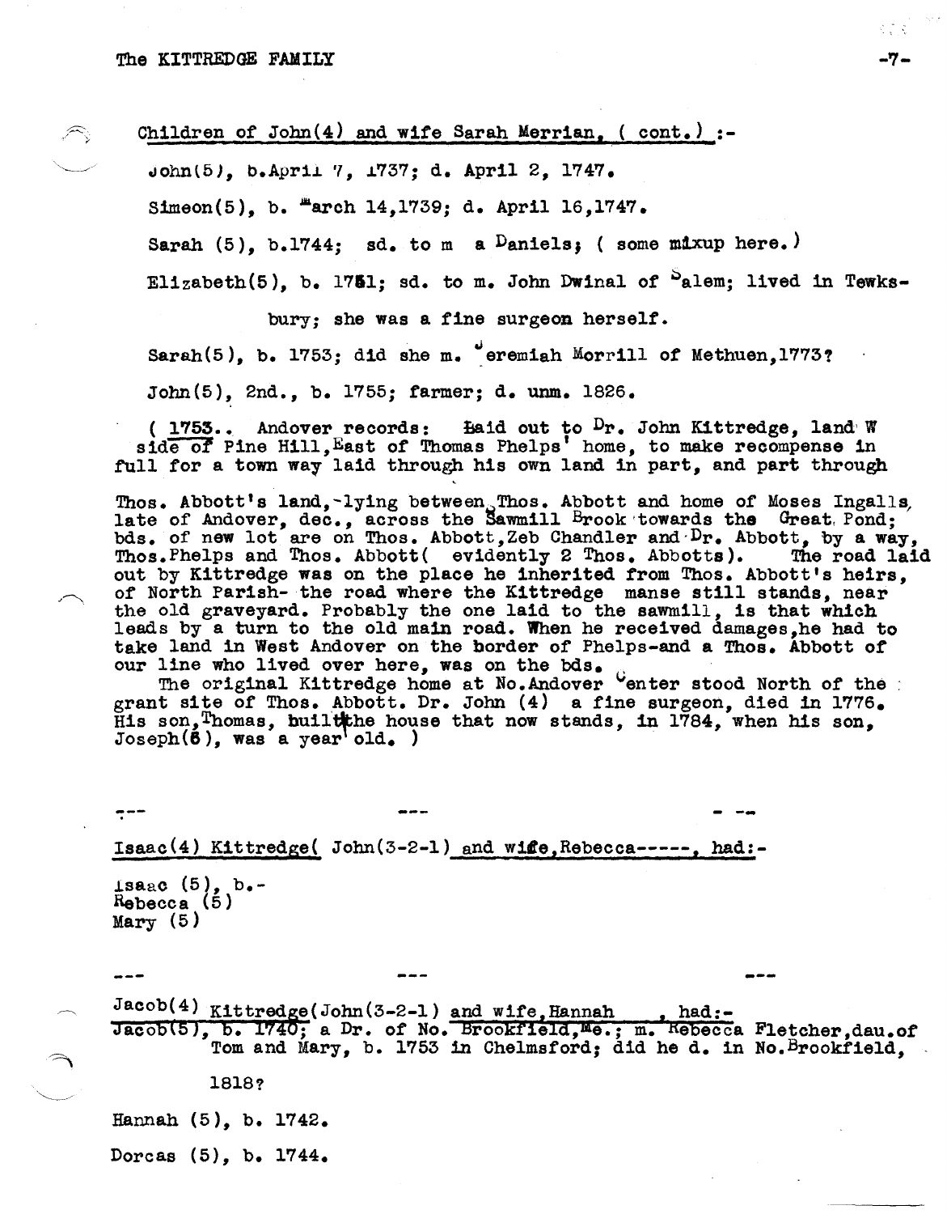Children of John(4) and wife Sarah Merrian, ( cont.) :-

John(5), b.April 7, 1737; d. April 2, 1747.

Simeon(5), b. March 14,1739; d. April 16,1747.

Sarah (5), b.1744; sd. to m a Daniels; ( some mixup here.)

Elizabeth(5), b. 1751; sd. to m. John Dwinal of Salem; lived in Tewksbury; she was a fine surgeon herself.

Sarah(5), b. 1753; did she m. Jeremiah Morrill of Methuen,1773?

John(5), 2nd., b. 1755; farmer; d. unm. 1826.

( 1753.. Andover records: Laid out to Dr. John Kittredge, land W side of Pine Hill,East of Thomas Phelps' home, to make recompense in full for a town way laid through his own land in part, and part through Thos. Abbott's land,-lying between Thos. Abbott and home of Moses Ingalls, late of Andover, dec., across the Sawmill Brook towards the Great Pond; bds. of new lot are on Thos. Abbott,Zeb Chandler and Dr. Abbott, by a way, Thos.Phelps and Thos. Abbott( evidently 2 Thos. Abbotts). The road laid out by Kittredge was on the place he inherited from Thos. Abbott's heirs, of North Parish- the road where the Kittredge manse still stands, near the old graveyard. Probably the one laid to the sawmill, is that which leads by a turn to the old main road. When he received damages,he had to take land in West Andover on the border of Phelps-and a Thos. Abbott of our line who lived over here, was on the bds.

The original Kittredge home at No.Andover Center stood North of the grant site of Thos. Abbott. Dr. John (4) a fine surgeon, died in 1776. His son,Thomas, built the house that now stands, in 1784, when his son, Joseph(6), was a year old. )

--- --- ---

Isaac(4) Kittredge( John(3-2-1) and wife,Rebecca-----, had:-

Isaac (5), b.-
Rebecca (5)
Mary (5)

--- --- ---

Jacob(4) Kittredge(John(3-2-1) and wife,Hannah , had:-

Jacob(5), b. 1740; a Dr. of No. Brookfield,Me.; m. Rebecca Fletcher,dau.of Tom and Mary, b. 1753 in Chelmsford; did he d. in No.Brookfield, 1818?

Hannah (5), b. 1742.

Dorcas (5), b. 1744.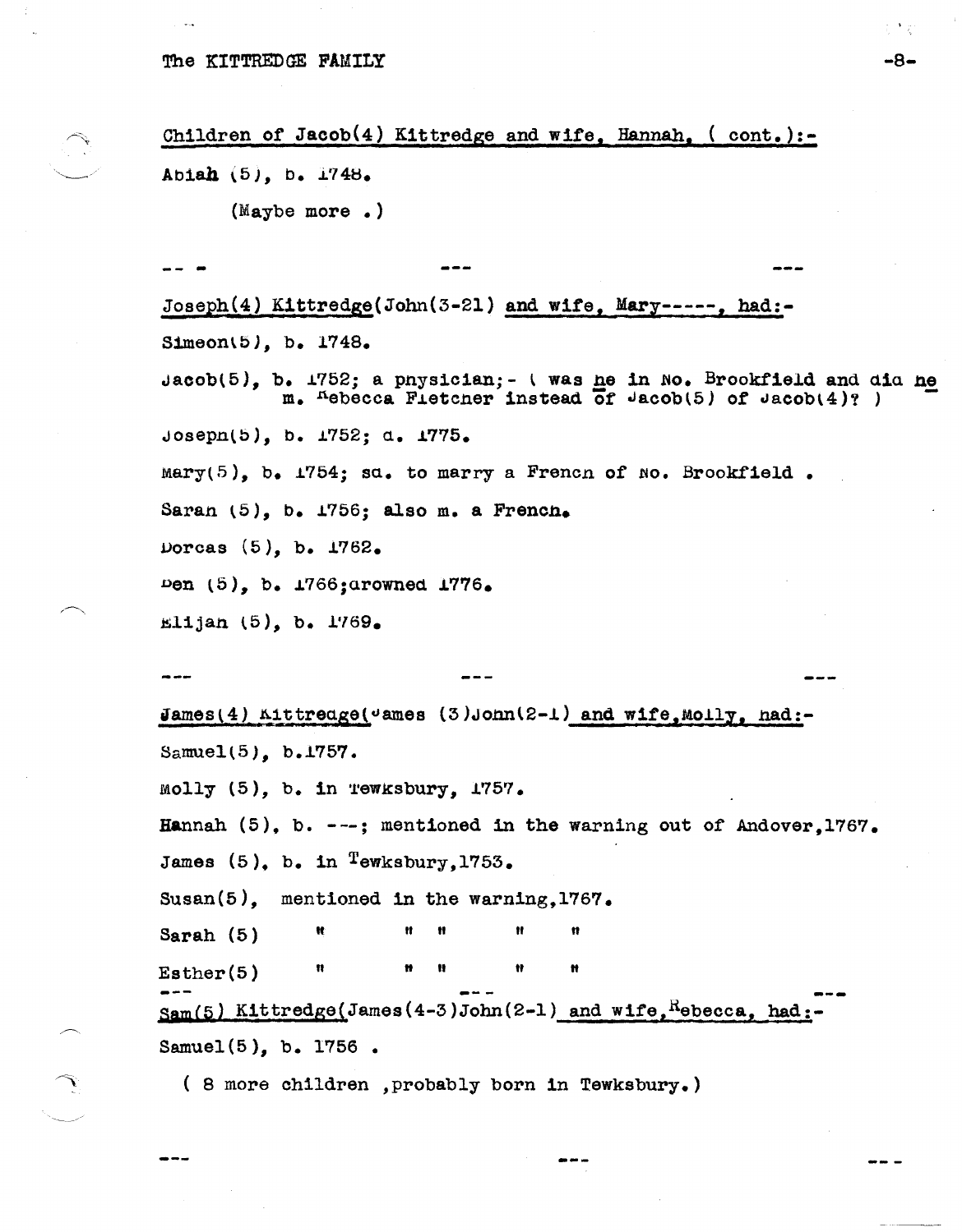<u>Children of Jacob(4) Kittredge and wife, Hannah, ( cont.):-</u>

**Abiah** (5), b. 1748.

(Maybe more .)

---

<u>Joseph(4) Kittredge(John(3-21) and wife, Mary-----, had:-</u>

Simeon(5), b. 1748.

Jacob(5), b. 1752; a physician;- ( was <u>he</u> in No. Brookfield and did <u>he</u> m. Rebecca Fletcher instead of Jacob(5) of Jacob(4)? )

Joseph(5), b. 1752; d. 1775.

Mary(5), b. 1754; sd. to marry a French of No. Brookfield .

Sarah (5), b. 1756; also m. a French.

Dorcas (5), b. 1762.

Ben (5), b. 1766;drowned 1776.

Elijah (5), b. 1769.

---

<u>James(4) Kittredge(James (3)John(2-1) and wife,Molly, had:-</u>

Samuel(5), b.1757.

Molly (5), b. in Tewksbury, 1757.

Hannah (5), b. ---; mentioned in the warning out of Andover,1767.

James (5), b. in Tewksbury,1753.

Susan(5), mentioned in the warning,1767.

Sarah (5) " " " " "

Esther(5) " " " " "

---

<u>Sam(5) Kittredge(James(4-3)John(2-1) and wife,Rebecca, had:-</u>

Samuel(5), b. 1756 .

( 8 more children ,probably born in Tewksbury.)

---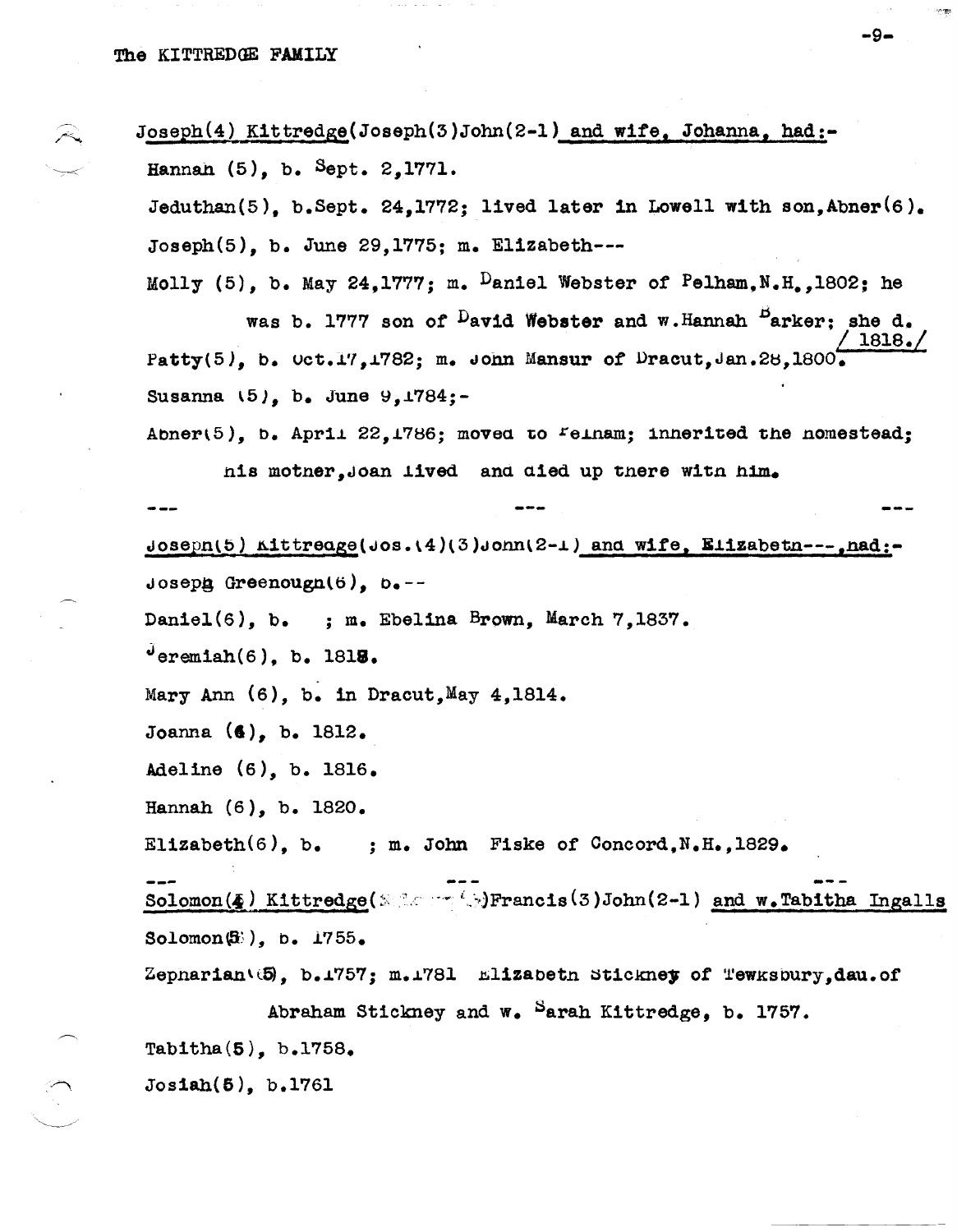Joseph(4) Kittredge(Joseph(3)John(2-1) and wife, Johanna, had:-

Hannah (5), b. Sept. 2,1771.

Jeduthan(5), b.Sept. 24,1772; lived later in Lowell with son,Abner(6).

Joseph(5), b. June 29,1775; m. Elizabeth---

Molly (5), b. May 24,1777; m. Daniel Webster of Pelham,N.H.,1802; he was b. 1777 son of David Webster and w.Hannah Barker; she d. 1818.

Patty(5), b. Oct.17,1782; m. John Mansur of Dracut,Jan.28,1800.

Susanna (5), b. June 9,1784;-

Abner(5), b. April 22,1786; moved to Pelham; inherited the homestead; his mother,Joan lived and died up there with him.

--- --- ---

Joseph(5) Kittredge(Jos.(4)(3)John(2-1) and wife, Elizabeth---,had:-

Joseph Greenough(6), b.--

Daniel(6), b. ; m. Ebelina Brown, March 7,1837.

Jeremiah(6), b. 1818.

Mary Ann (6), b. in Dracut,May 4,1814.

Joanna (6), b. 1812.

Adeline (6), b. 1816.

Hannah (6), b. 1820.

Elizabeth(6), b. ; m. John Fiske of Concord,N.H.,1829.

--- --- ---

Solomon(4) Kittredge( )Francis(3)John(2-1) and w.Tabitha Ingalls

Solomon(5), b. 1755.

Zephariah(5), b.1757; m.1781 Elizabeth Stickney of Tewksbury,dau.of Abraham Stickney and w. Sarah Kittredge, b. 1757.

Tabitha(5), b.1758.

Josiah(5), b.1761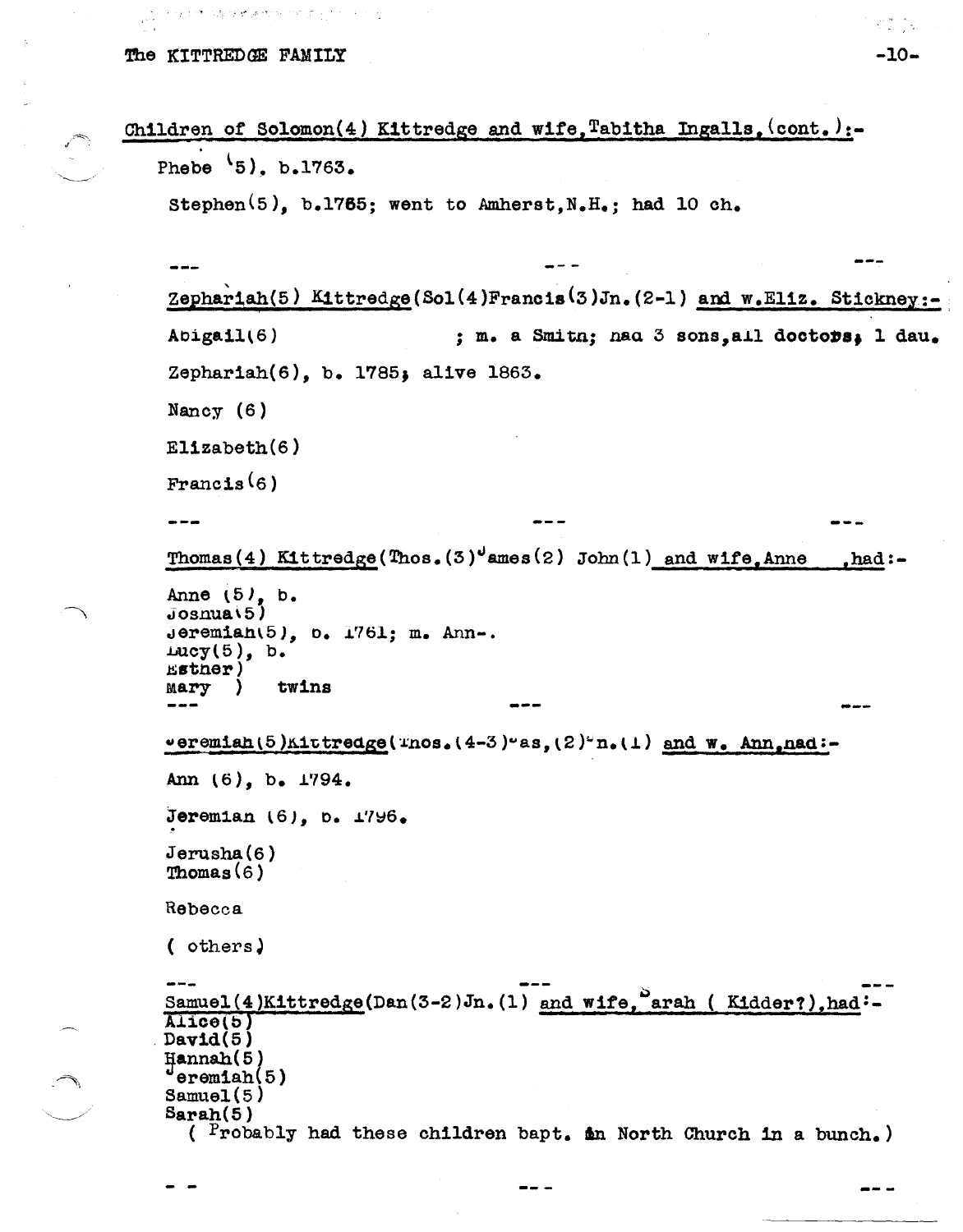Children of Solomon(4) Kittredge and wife, Tabitha Ingalls, (cont.):-

Phebe (5), b.1763.

Stephen(5), b.1765; went to Amherst, N.H.; had 10 ch.

--- --- ---

Zephariah(5) Kittredge(Sol(4)Francis(3)Jn.(2-1) and w.Eliz. Stickney:-

Abigail(6) ; m. a Smith; had 3 sons, all doctors; 1 dau.

Zephariah(6), b. 1785; alive 1863.

Nancy (6)

Elizabeth(6)

Francis(6)

--- --- ---

Thomas(4) Kittredge(Thos.(3)James(2) John(1) and wife, Anne , had:-

Anne (5), b.
Joshua(5)
Jeremiah(5), b. 1761; m. Ann-.
Lucy(5), b.
Esther)
Mary ) twins

--- --- ---

Jeremiah(5)Kittredge(Thos.(4-3)Jas,(2)Jn.(1) and w. Ann, had:-

Ann (6), b. 1794.

Jeremiah (6), b. 1796.

Jerusha(6)
Thomas(6)

Rebecca

( others)

--- --- ---

Samuel(4)Kittredge(Dan(3-2)Jn.(1) and wife, Sarah ( Kidder?), had:-
Alice(5)
David(5)
Hannah(5)
Jeremiah(5)
Samuel(5)
Sarah(5)
( Probably had these children bapt. in North Church in a bunch.)

- - --- ---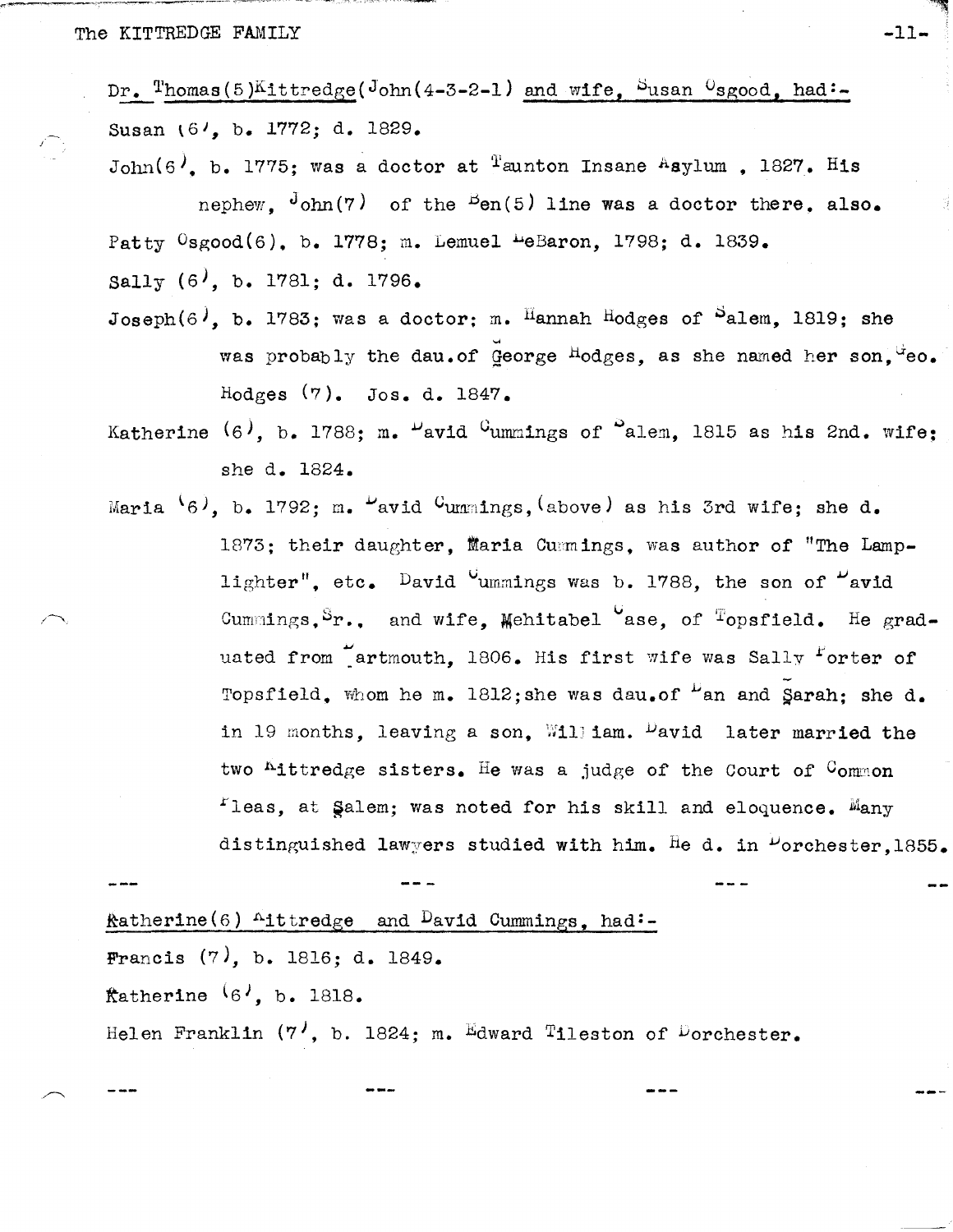Dr. Thomas(5)Kittredge(John(4-3-2-1) and wife, Susan Osgood, had:-

Susan (6), b. 1772; d. 1829.

John(6), b. 1775; was a doctor at Taunton Insane Asylum , 1827. His nephew, John(7) of the Ben(5) line was a doctor there. also.

Patty Osgood(6), b. 1778; m. Lemuel LeBaron, 1798; d. 1839.

Sally (6), b. 1781; d. 1796.

Joseph(6), b. 1783; was a doctor; m. Hannah Hodges of Salem, 1819; she was probably the dau.of George Hodges, as she named her son, Geo. Hodges (7). Jos. d. 1847.

Katherine (6), b. 1788; m. David Cummings of Salem, 1815 as his 2nd. wife; she d. 1824.

Maria (6), b. 1792; m. David Cummings,(above) as his 3rd wife; she d. 1873; their daughter, Maria Cummings, was author of "The Lamplighter", etc. David Cummings was b. 1788, the son of David Cummings,Sr., and wife, Mehitabel Case, of Topsfield. He graduated from Dartmouth, 1806. His first wife was Sally Porter of Topsfield, whom he m. 1812;she was dau.of Dan and Sarah; she d. in 19 months, leaving a son, William. David later married the two Kittredge sisters. He was a judge of the Court of Common Pleas, at Salem; was noted for his skill and eloquence. Many distinguished lawyers studied with him. He d. in Dorchester,1855.

--- --- --- ---

Katherine(6) Kittredge and David Cummings, had:-

Francis (7), b. 1816; d. 1849.

Katherine (6), b. 1818.

Helen Franklin (7), b. 1824; m. Edward Tileston of Dorchester.

--- --- --- ---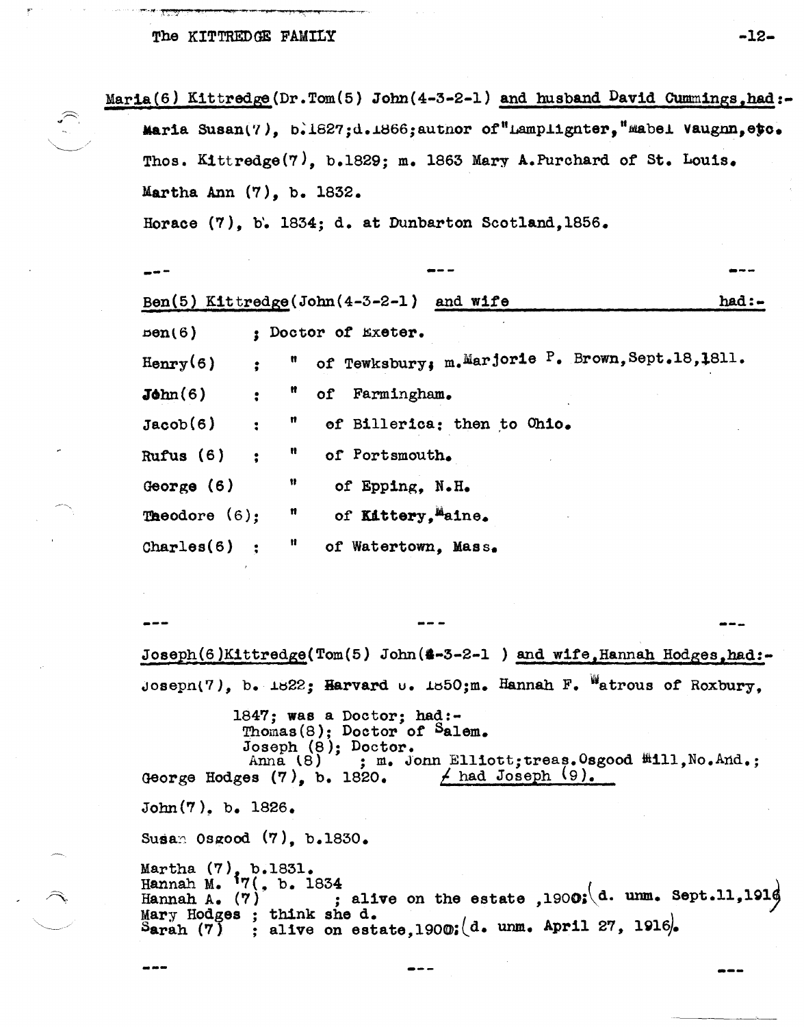Maria(6) Kittredge(Dr.Tom(5) John(4-3-2-1) and husband David Cummings,had:-

Maria Susan(7), b.1827;d.1866;author of"Lamplighter,"Mabel Vaughn,etc.

Thos. Kittredge(7), b.1829; m. 1863 Mary A.Purchard of St. Louis.

Martha Ann (7), b. 1832.

Horace (7), b. 1834; d. at Dunbarton Scotland,1856.

--- --- ---

Ben(5) Kittredge(John(4-3-2-1) and wife had:-

Ben(6) ; Doctor of Exeter.

Henry(6) ; " of Tewksbury; m.Marjorie P. Brown,Sept.18,1811.

John(6) ; " of Farmingham.

Jacob(6) ; " of Billerica; then to Ohio.

Rufus (6) ; " of Portsmouth.

George (6) " of Epping, N.H.

Theodore (6); " of Kittery,Maine.

Charles(6) ; " of Watertown, Mass.

--- --- ---

Joseph(6)Kittredge(Tom(5) John(4-3-2-1 ) and wife,Hannah Hodges,had:-

Joseph(7), b. 1822; Harvard U. 1850;m. Hannah F. Watrous of Roxbury,

1847; was a Doctor; had:-
Thomas(8); Doctor of Salem.
Joseph (8); Doctor.
Anna (8) ; m. John Elliott;treas.Osgood Mill,No.And.;
+ had Joseph (9).

George Hodges (7), b. 1820.

John(7), b. 1826.

Susan Osgood (7), b.1830.

Martha (7), b.1831.
Hannah M. (7), b. 1834
Hannah A. (7) ; alive on the estate ,1900;(d. unm. Sept.11,1916)
Mary Hodges ; think she d.
Sarah (7) ; alive on estate,1900;(d. unm. April 27, 1916).

--- --- ---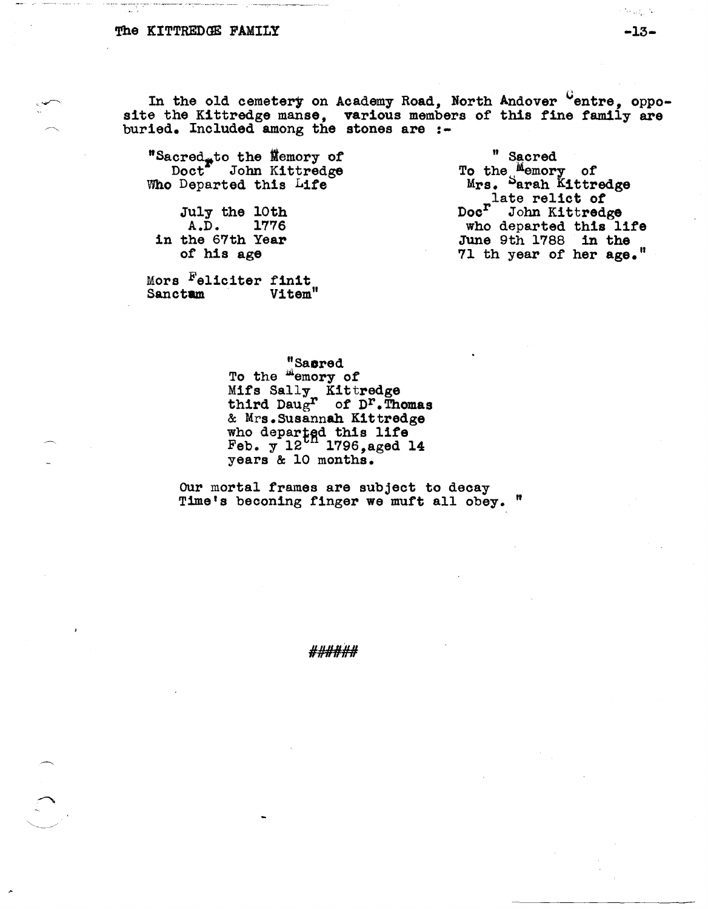In the old cemetery on Academy Road, North Andover Centre, opposite the Kittredge manse, various members of this fine family are buried. Included among the stones are :-

"Sacred to the Memory of
Doct$^{r}$ John Kittredge
Who Departed this Life

July the 10th
A.D. 1776
in the 67th Year
of his age

Mors Feliciter finit
Sanctam Vitem"

" Sacred
To the Memory of
Mrs. Sarah Kittredge
late relict of
Doc$^{r}$ John Kittredge
who departed this life
June 9th 1788 in the
71 th year of her age."

"Sacred
To the Memory of
Mifs Sally Kittredge
third Daug$^{r}$ of D$^{r}$.Thomas
& Mrs.Susannah Kittredge
who departed this life
Feb. y 12$^{th}$ 1796,aged 14
years & 10 months.

Our mortal frames are subject to decay
Time's beconing finger we muft all obey. "

######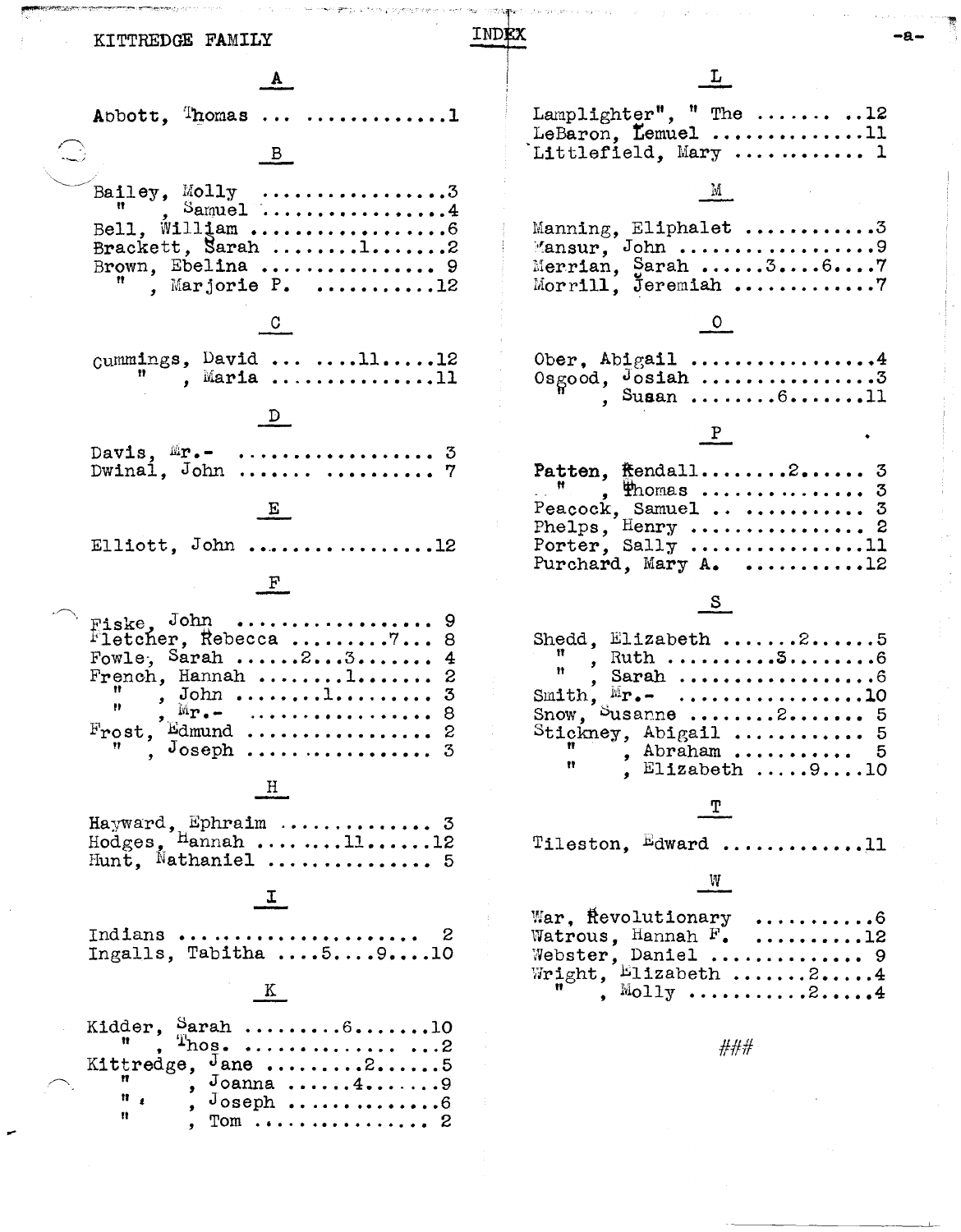KITTREDGE FAMILY

INDEX

## A

Abbott, Thomas ... ............1

## B

Bailey, Molly ................3
" , Samuel ................4
Bell, William .................6
Brackett, Sarah ........1.......2
Brown, Ebelina ............... 9
" , Marjorie P. ..........12

## C

Cummings, David ... ....11.....12
" , Maria ..............11

## D

Davis, Mr.- ................. 3
Dwinal, John ...... ......... 7

## E

Elliott, John ................12

## F

Fiske, John ................. 9
Fletcher, Rebecca .........7... 8
Fowle, Sarah ......2...3....... 4
French, Hannah ........1....... 2
" , John ........1........ 3
" , Mr.- ............... 8
Frost, Edmund ................ 2
" , Joseph ................ 3

## H

Hayward, Ephraim ............. 3
Hodges, Hannah ........11......12
Hunt, Nathaniel .............. 5

## I

Indians ..................... 2
Ingalls, Tabitha ....5....9....10

## K

Kidder, Sarah .........6.......10
" , Thos. ..............2
Kittredge, Jane .........2......5
" , Joanna ......4.......9
" , Joseph ..............6
" , Tom ............... 2

## L

Lamplighter", " The ....... ..12
LeBaron, Lemuel ..............11
Littlefield, Mary ............ 1

## M

Manning, Eliphalet ............3
Mansur, John ..................9
Merrian, Sarah ......3....6....7
Morrill, Jeremiah .............7

## O

Ober, Abigail .................4
Osgood, Josiah ................3
" , Susan ........6.......11

## P

Patten, Kendall........2...... 3
" , Thomas .............. 3
Peacock, Samuel .. ........... 3
Phelps, Henry ................ 2
Porter, Sally ................11
Purchard, Mary A. ...........12

## S

Shedd, Elizabeth .......2......5
" , Ruth ..........3........6
" , Sarah ..................6
Smith, Mr.- ..................10
Snow, Susanne ........2....... 5
Stickney, Abigail ............ 5
" , Abraham ........... 5
" , Elizabeth .....9....10

## T

Tileston, Edward .............11

## W

War, Revolutionary ..........6
Watrous, Hannah F. ..........12
Webster, Daniel .............. 9
Wright, Elizabeth .......2.....4
" , Molly ...........2.....4

###